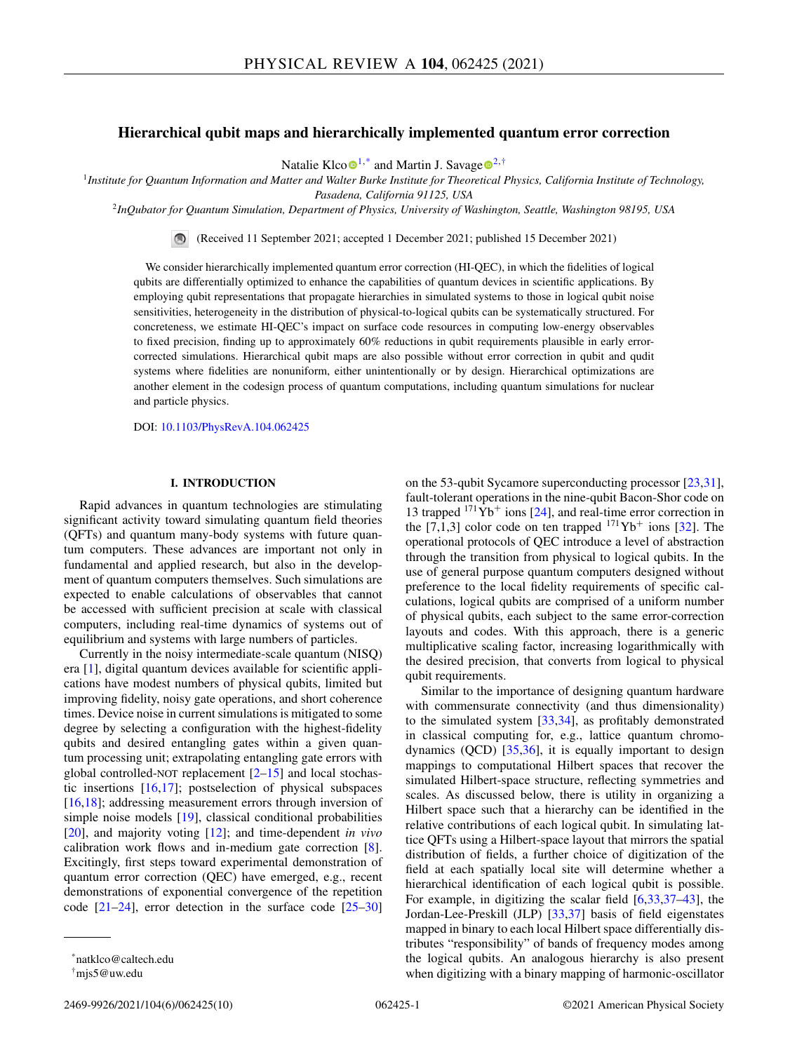# Hierarchical qubit maps and hierarchically implemented quantum error correction

Natalie Klco [1,*] and Martin J. Savage [2,†]

[1] *Institute for Quantum Information and Matter and Walter Burke Institute for Theoretical Physics, California Institute of Technology, Pasadena, California 91125, USA*

[2] *InQubator for Quantum Simulation, Department of Physics, University of Washington, Seattle, Washington 98195, USA*

(Received 11 September 2021; accepted 1 December 2021; published 15 December 2021)

We consider hierarchically implemented quantum error correction (HI-QEC), in which the fidelities of logical qubits are differentially optimized to enhance the capabilities of quantum devices in scientific applications. By employing qubit representations that propagate hierarchies in simulated systems to those in logical qubit noise sensitivities, heterogeneity in the distribution of physical-to-logical qubits can be systematically structured. For concreteness, we estimate HI-QEC's impact on surface code resources in computing low-energy observables to fixed precision, finding up to approximately 60% reductions in qubit requirements plausible in early error-corrected simulations. Hierarchical qubit maps are also possible without error correction in qubit and qudit systems where fidelities are nonuniform, either unintentionally or by design. Hierarchical optimizations are another element in the codesign process of quantum computations, including quantum simulations for nuclear and particle physics.

DOI: 10.1103/PhysRevA.104.062425

## I. INTRODUCTION

Rapid advances in quantum technologies are stimulating significant activity toward simulating quantum field theories (QFTs) and quantum many-body systems with future quantum computers. These advances are important not only in fundamental and applied research, but also in the development of quantum computers themselves. Such simulations are expected to enable calculations of observables that cannot be accessed with sufficient precision at scale with classical computers, including real-time dynamics of systems out of equilibrium and systems with large numbers of particles.

Currently in the noisy intermediate-scale quantum (NISQ) era [1], digital quantum devices available for scientific applications have modest numbers of physical qubits, limited but improving fidelity, noisy gate operations, and short coherence times. Device noise in current simulations is mitigated to some degree by selecting a configuration with the highest-fidelity qubits and desired entangling gates within a given quantum processing unit; extrapolating entangling gate errors with global controlled-NOT replacement [2–15] and local stochastic insertions [16,17]; postselection of physical subspaces [16,18]; addressing measurement errors through inversion of simple noise models [19], classical conditional probabilities [20], and majority voting [12]; and time-dependent *in vivo* calibration work flows and in-medium gate correction [8]. Excitingly, first steps toward experimental demonstration of quantum error correction (QEC) have emerged, e.g., recent demonstrations of exponential convergence of the repetition code [21–24], error detection in the surface code [25–30] on the 53-qubit Sycamore superconducting processor [23,31], fault-tolerant operations in the nine-qubit Bacon-Shor code on 13 trapped $^{171}\mathrm{Yb}^+$ ions [24], and real-time error correction in the [7,1,3] color code on ten trapped $^{171}\mathrm{Yb}^+$ ions [32]. The operational protocols of QEC introduce a level of abstraction through the transition from physical to logical qubits. In the use of general purpose quantum computers designed without preference to the local fidelity requirements of specific calculations, logical qubits are comprised of a uniform number of physical qubits, each subject to the same error-correction layouts and codes. With this approach, there is a generic multiplicative scaling factor, increasing logarithmically with the desired precision, that converts from logical to physical qubit requirements.

Similar to the importance of designing quantum hardware with commensurate connectivity (and thus dimensionality) to the simulated system [33,34], as profitably demonstrated in classical computing for, e.g., lattice quantum chromodynamics (QCD) [35,36], it is equally important to design mappings to computational Hilbert spaces that recover the simulated Hilbert-space structure, reflecting symmetries and scales. As discussed below, there is utility in organizing a Hilbert space such that a hierarchy can be identified in the relative contributions of each logical qubit. In simulating lattice QFTs using a Hilbert-space layout that mirrors the spatial distribution of fields, a further choice of digitization of the field at each spatially local site will determine whether a hierarchical identification of each logical qubit is possible. For example, in digitizing the scalar field [6,33,37–43], the Jordan-Lee-Preskill (JLP) [33,37] basis of field eigenstates mapped in binary to each local Hilbert space differentially distributes "responsibility" of bands of frequency modes among the logical qubits. An analogous hierarchy is also present when digitizing with a binary mapping of harmonic-oscillator

---

*natklco@caltech.edu

†mjs5@uw.edu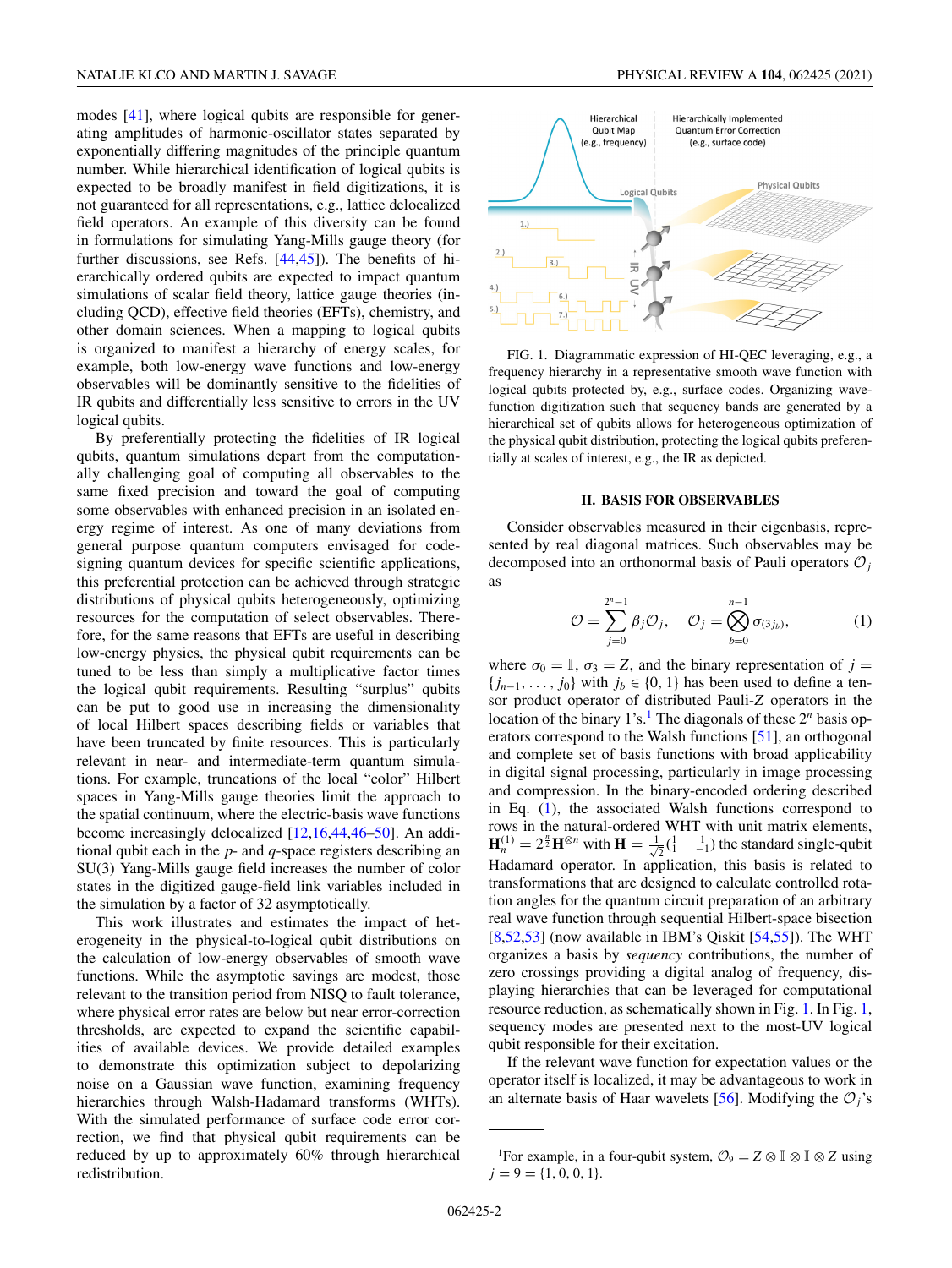modes [41], where logical qubits are responsible for generating amplitudes of harmonic-oscillator states separated by exponentially differing magnitudes of the principle quantum number. While hierarchical identification of logical qubits is expected to be broadly manifest in field digitizations, it is not guaranteed for all representations, e.g., lattice delocalized field operators. An example of this diversity can be found in formulations for simulating Yang-Mills gauge theory (for further discussions, see Refs. [44,45]). The benefits of hierarchically ordered qubits are expected to impact quantum simulations of scalar field theory, lattice gauge theories (including QCD), effective field theories (EFTs), chemistry, and other domain sciences. When a mapping to logical qubits is organized to manifest a hierarchy of energy scales, for example, both low-energy wave functions and low-energy observables will be dominantly sensitive to the fidelities of IR qubits and differentially less sensitive to errors in the UV logical qubits.

By preferentially protecting the fidelities of IR logical qubits, quantum simulations depart from the computationally challenging goal of computing all observables to the same fixed precision and toward the goal of computing some observables with enhanced precision in an isolated energy regime of interest. As one of many deviations from general purpose quantum computers envisaged for codesigning quantum devices for specific scientific applications, this preferential protection can be achieved through strategic distributions of physical qubits heterogeneously, optimizing resources for the computation of select observables. Therefore, for the same reasons that EFTs are useful in describing low-energy physics, the physical qubit requirements can be tuned to be less than simply a multiplicative factor times the logical qubit requirements. Resulting "surplus" qubits can be put to good use in increasing the dimensionality of local Hilbert spaces describing fields or variables that have been truncated by finite resources. This is particularly relevant in near- and intermediate-term quantum simulations. For example, truncations of the local "color" Hilbert spaces in Yang-Mills gauge theories limit the approach to the spatial continuum, where the electric-basis wave functions become increasingly delocalized [12,16,44,46–50]. An additional qubit each in the $p$- and $q$-space registers describing an SU(3) Yang-Mills gauge field increases the number of color states in the digitized gauge-field link variables included in the simulation by a factor of 32 asymptotically.

This work illustrates and estimates the impact of heterogeneity in the physical-to-logical qubit distributions on the calculation of low-energy observables of smooth wave functions. While the asymptotic savings are modest, those relevant to the transition period from NISQ to fault tolerance, where physical error rates are below but near error-correction thresholds, are expected to expand the scientific capabilities of available devices. We provide detailed examples to demonstrate this optimization subject to depolarizing noise on a Gaussian wave function, examining frequency hierarchies through Walsh-Hadamard transforms (WHTs). With the simulated performance of surface code error correction, we find that physical qubit requirements can be reduced by up to approximately 60% through hierarchical redistribution.

FIG. 1. Diagrammatic expression of HI-QEC leveraging, e.g., a frequency hierarchy in a representative smooth wave function with logical qubits protected by, e.g., surface codes. Organizing wave-function digitization such that sequency bands are generated by a hierarchical set of qubits allows for heterogeneous optimization of the physical qubit distribution, protecting the logical qubits preferentially at scales of interest, e.g., the IR as depicted.

## II. BASIS FOR OBSERVABLES

Consider observables measured in their eigenbasis, represented by real diagonal matrices. Such observables may be decomposed into an orthonormal basis of Pauli operators $\mathcal{O}_j$ as

$$\mathcal{O} = \sum_{j=0}^{2^n-1} \beta_j \mathcal{O}_j, \quad \mathcal{O}_j = \bigotimes_{b=0}^{n-1} \sigma_{(3j_b)}, \tag{1}$$

where $\sigma_0 = \mathbb{I}$, $\sigma_3 = Z$, and the binary representation of $j = \{j_{n-1}, \ldots, j_0\}$ with $j_b \in \{0, 1\}$ has been used to define a tensor product operator of distributed Pauli-$Z$ operators in the location of the binary 1's.[1] The diagonals of these $2^n$ basis operators correspond to the Walsh functions [51], an orthogonal and complete set of basis functions with broad applicability in digital signal processing, particularly in image processing and compression. In the binary-encoded ordering described in Eq. (1), the associated Walsh functions correspond to rows in the natural-ordered WHT with unit matrix elements, $\mathbf{H}_n^{(1)} = 2^{\frac{n}{2}} \mathbf{H}^{\otimes n}$ with $\mathbf{H} = \frac{1}{\sqrt{2}}\begin{pmatrix} 1 & 1 \\ 1 & -1 \end{pmatrix}$ the standard single-qubit Hadamard operator. In application, this basis is related to transformations that are designed to calculate controlled rotation angles for the quantum circuit preparation of an arbitrary real wave function through sequential Hilbert-space bisection [8,52,53] (now available in IBM's Qiskit [54,55]). The WHT organizes a basis by *sequency* contributions, the number of zero crossings providing a digital analog of frequency, displaying hierarchies that can be leveraged for computational resource reduction, as schematically shown in Fig. 1. In Fig. 1, sequency modes are presented next to the most-UV logical qubit responsible for their excitation.

If the relevant wave function for expectation values or the operator itself is localized, it may be advantageous to work in an alternate basis of Haar wavelets [56]. Modifying the $\mathcal{O}_j$'s

[1]For example, in a four-qubit system, $\mathcal{O}_9 = Z \otimes \mathbb{I} \otimes \mathbb{I} \otimes Z$ using $j = 9 = \{1, 0, 0, 1\}$.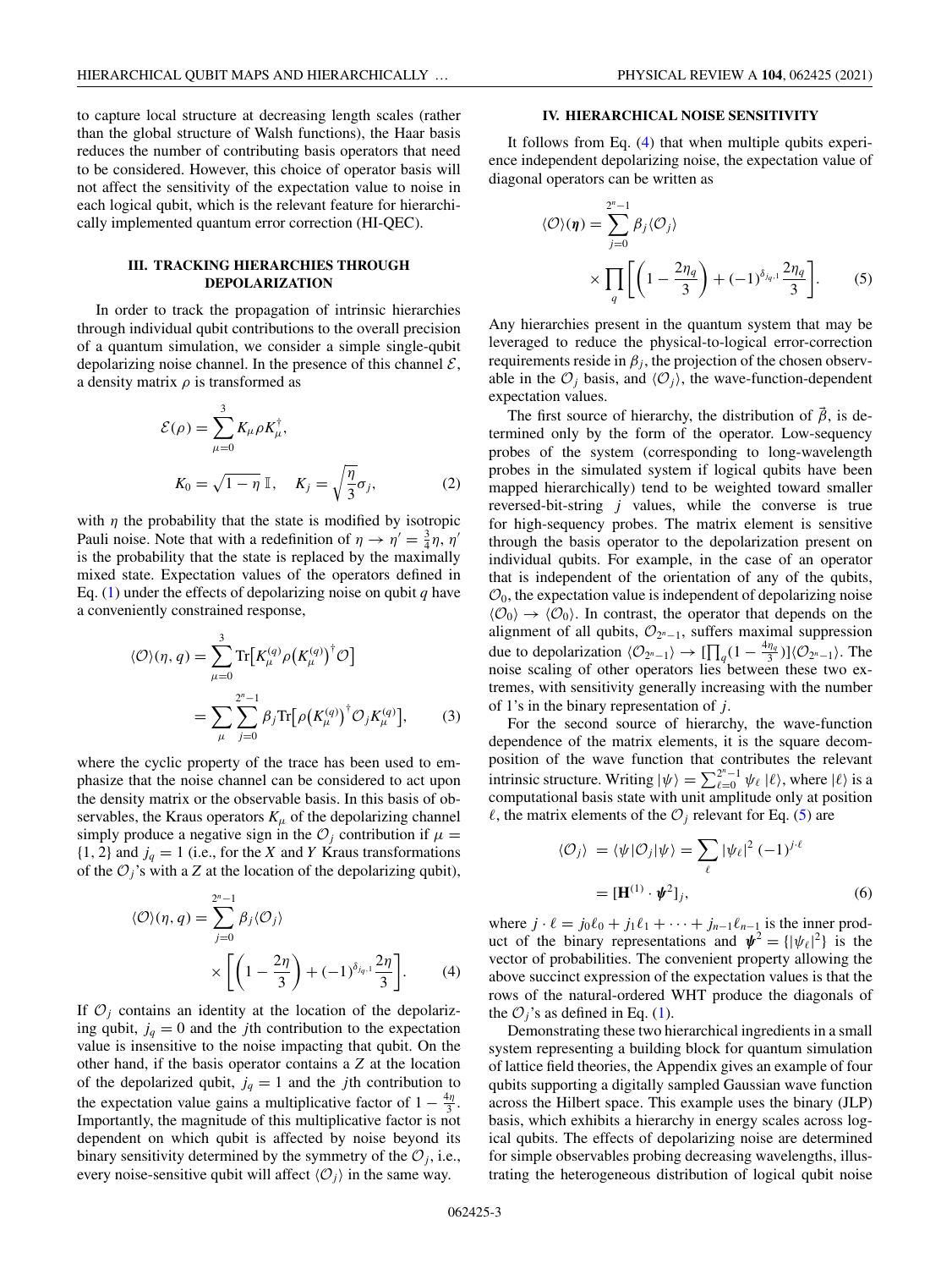to capture local structure at decreasing length scales (rather than the global structure of Walsh functions), the Haar basis reduces the number of contributing basis operators that need to be considered. However, this choice of operator basis will not affect the sensitivity of the expectation value to noise in each logical qubit, which is the relevant feature for hierarchically implemented quantum error correction (HI-QEC).

## III. TRACKING HIERARCHIES THROUGH DEPOLARIZATION

In order to track the propagation of intrinsic hierarchies through individual qubit contributions to the overall precision of a quantum simulation, we consider a simple single-qubit depolarizing noise channel. In the presence of this channel $\mathcal{E}$, a density matrix $\rho$ is transformed as

$$\mathcal{E}(\rho) = \sum_{\mu=0}^{3} K_\mu \rho K_\mu^\dagger,$$

$$K_0 = \sqrt{1-\eta}\,\mathbb{I}, \quad K_j = \sqrt{\frac{\eta}{3}}\sigma_j, \tag{2}$$

with $\eta$ the probability that the state is modified by isotropic Pauli noise. Note that with a redefinition of $\eta \to \eta' = \frac{3}{4}\eta$, $\eta'$ is the probability that the state is replaced by the maximally mixed state. Expectation values of the operators defined in Eq. (1) under the effects of depolarizing noise on qubit $q$ have a conveniently constrained response,

$$\begin{aligned}\langle \mathcal{O}\rangle(\eta, q) &= \sum_{\mu=0}^{3} \mathrm{Tr}\big[K_\mu^{(q)} \rho \big(K_\mu^{(q)}\big)^\dagger \mathcal{O}\big] \\ &= \sum_\mu \sum_{j=0}^{2^n-1} \beta_j \mathrm{Tr}\big[\rho \big(K_\mu^{(q)}\big)^\dagger \mathcal{O}_j K_\mu^{(q)}\big],\end{aligned} \tag{3}$$

where the cyclic property of the trace has been used to emphasize that the noise channel can be considered to act upon the density matrix or the observable basis. In this basis of observables, the Kraus operators $K_\mu$ of the depolarizing channel simply produce a negative sign in the $\mathcal{O}_j$ contribution if $\mu = \{1, 2\}$ and $j_q = 1$ (i.e., for the $X$ and $Y$ Kraus transformations of the $\mathcal{O}_j$'s with a $Z$ at the location of the depolarizing qubit),

$$\begin{aligned}\langle \mathcal{O}\rangle(\eta, q) = &\sum_{j=0}^{2^n-1} \beta_j \langle \mathcal{O}_j\rangle \\ &\times \left[\left(1 - \frac{2\eta}{3}\right) + (-1)^{\delta_{j_q,1}} \frac{2\eta}{3}\right].\end{aligned} \tag{4}$$

If $\mathcal{O}_j$ contains an identity at the location of the depolarizing qubit, $j_q = 0$ and the $j$th contribution to the expectation value is insensitive to the noise impacting that qubit. On the other hand, if the basis operator contains a $Z$ at the location of the depolarized qubit, $j_q = 1$ and the $j$th contribution to the expectation value gains a multiplicative factor of $1 - \frac{4\eta}{3}$. Importantly, the magnitude of this multiplicative factor is not dependent on which qubit is affected by noise beyond its binary sensitivity determined by the symmetry of the $\mathcal{O}_j$, i.e., every noise-sensitive qubit will affect $\langle \mathcal{O}_j\rangle$ in the same way.

## IV. HIERARCHICAL NOISE SENSITIVITY

It follows from Eq. (4) that when multiple qubits experience independent depolarizing noise, the expectation value of diagonal operators can be written as

$$\begin{aligned}\langle \mathcal{O}\rangle(\boldsymbol{\eta}) = &\sum_{j=0}^{2^n-1} \beta_j \langle \mathcal{O}_j\rangle \\ &\times \prod_q \left[\left(1 - \frac{2\eta_q}{3}\right) + (-1)^{\delta_{j_q,1}} \frac{2\eta_q}{3}\right].\end{aligned} \tag{5}$$

Any hierarchies present in the quantum system that may be leveraged to reduce the physical-to-logical error-correction requirements reside in $\beta_j$, the projection of the chosen observable in the $\mathcal{O}_j$ basis, and $\langle \mathcal{O}_j\rangle$, the wave-function-dependent expectation values.

The first source of hierarchy, the distribution of $\vec{\beta}$, is determined only by the form of the operator. Low-sequency probes of the system (corresponding to long-wavelength probes in the simulated system if logical qubits have been mapped hierarchically) tend to be weighted toward smaller reversed-bit-string $j$ values, while the converse is true for high-sequency probes. The matrix element is sensitive through the basis operator to the depolarization present on individual qubits. For example, in the case of an operator that is independent of the orientation of any of the qubits, $\mathcal{O}_0$, the expectation value is independent of depolarizing noise $\langle \mathcal{O}_0\rangle \to \langle \mathcal{O}_0\rangle$. In contrast, the operator that depends on the alignment of all qubits, $\mathcal{O}_{2^n-1}$, suffers maximal suppression due to depolarization $\langle \mathcal{O}_{2^n-1}\rangle \to [\prod_q (1 - \frac{4\eta_q}{3})]\langle \mathcal{O}_{2^n-1}\rangle$. The noise scaling of other operators lies between these two extremes, with sensitivity generally increasing with the number of 1's in the binary representation of $j$.

For the second source of hierarchy, the wave-function dependence of the matrix elements, it is the square decomposition of the wave function that contributes the relevant intrinsic structure. Writing $|\psi\rangle = \sum_{\ell=0}^{2^n-1} \psi_\ell |\ell\rangle$, where $|\ell\rangle$ is a computational basis state with unit amplitude only at position $\ell$, the matrix elements of the $\mathcal{O}_j$ relevant for Eq. (5) are

$$\begin{aligned}\langle \mathcal{O}_j\rangle &= \langle \psi|\mathcal{O}_j|\psi\rangle = \sum_\ell |\psi_\ell|^2 (-1)^{j\cdot\ell} \\ &= [\mathbf{H}^{(1)} \cdot \boldsymbol{\psi}^2]_j,\end{aligned} \tag{6}$$

where $j \cdot \ell = j_0\ell_0 + j_1\ell_1 + \cdots + j_{n-1}\ell_{n-1}$ is the inner product of the binary representations and $\boldsymbol{\psi}^2 = \{|\psi_\ell|^2\}$ is the vector of probabilities. The convenient property allowing the above succinct expression of the expectation values is that the rows of the natural-ordered WHT produce the diagonals of the $\mathcal{O}_j$'s as defined in Eq. (1).

Demonstrating these two hierarchical ingredients in a small system representing a building block for quantum simulation of lattice field theories, the Appendix gives an example of four qubits supporting a digitally sampled Gaussian wave function across the Hilbert space. This example uses the binary (JLP) basis, which exhibits a hierarchy in energy scales across logical qubits. The effects of depolarizing noise are determined for simple observables probing decreasing wavelengths, illustrating the heterogeneous distribution of logical qubit noise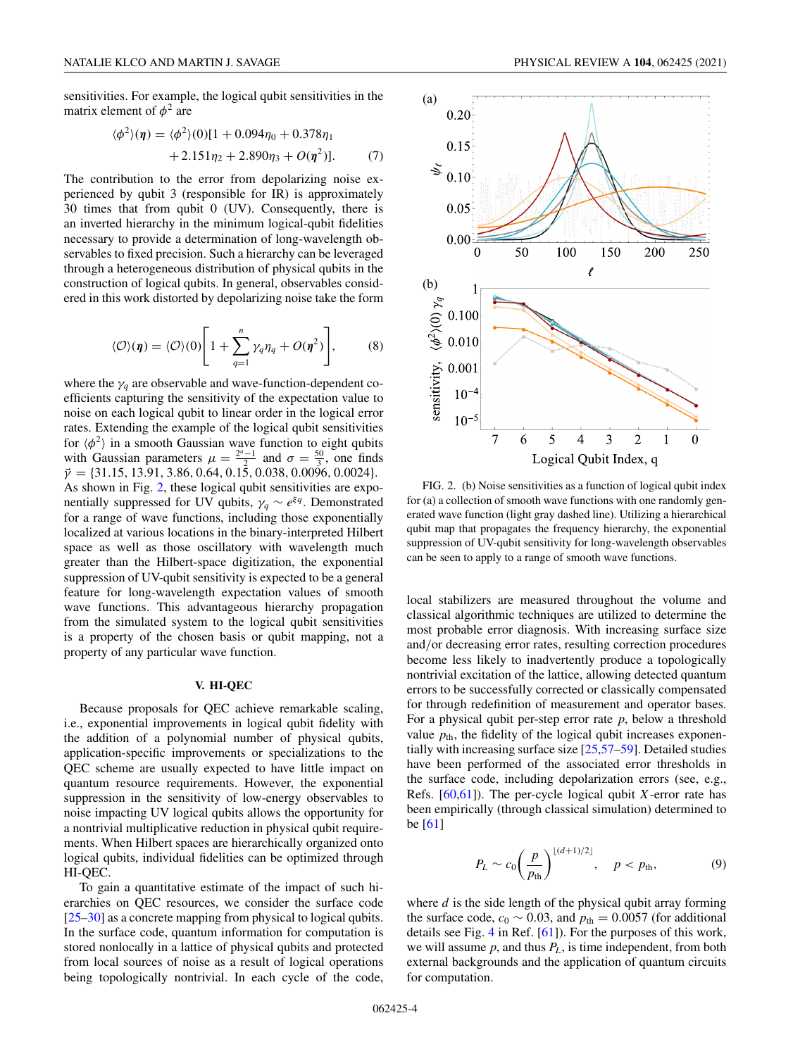sensitivities. For example, the logical qubit sensitivities in the matrix element of $\phi^2$ are

$$\langle\phi^2\rangle(\boldsymbol{\eta}) = \langle\phi^2\rangle(0)[1 + 0.094\eta_0 + 0.378\eta_1 + 2.151\eta_2 + 2.890\eta_3 + O(\boldsymbol{\eta}^2)]. \tag{7}$$

The contribution to the error from depolarizing noise experienced by qubit 3 (responsible for IR) is approximately 30 times that from qubit 0 (UV). Consequently, there is an inverted hierarchy in the minimum logical-qubit fidelities necessary to provide a determination of long-wavelength observables to fixed precision. Such a hierarchy can be leveraged through a heterogeneous distribution of physical qubits in the construction of logical qubits. In general, observables considered in this work distorted by depolarizing noise take the form

$$\langle\mathcal{O}\rangle(\boldsymbol{\eta}) = \langle\mathcal{O}\rangle(0)\left[1 + \sum_{q=1}^{n}\gamma_q\eta_q + O(\boldsymbol{\eta}^2)\right], \tag{8}$$

where the $\gamma_q$ are observable and wave-function-dependent coefficients capturing the sensitivity of the expectation value to noise on each logical qubit to linear order in the logical error rates. Extending the example of the logical qubit sensitivities for $\langle\phi^2\rangle$ in a smooth Gaussian wave function to eight qubits with Gaussian parameters $\mu = \frac{2^n-1}{2}$ and $\sigma = \frac{50}{3}$, one finds $\vec{\gamma} = \{31.15, 13.91, 3.86, 0.64, 0.15, 0.038, 0.0096, 0.0024\}$. As shown in Fig. 2, these logical qubit sensitivities are exponentially suppressed for UV qubits, $\gamma_q \sim e^{\xi q}$. Demonstrated for a range of wave functions, including those exponentially localized at various locations in the binary-interpreted Hilbert space as well as those oscillatory with wavelength much greater than the Hilbert-space digitization, the exponential suppression of UV-qubit sensitivity is expected to be a general feature for long-wavelength expectation values of smooth wave functions. This advantageous hierarchy propagation from the simulated system to the logical qubit sensitivities is a property of the chosen basis or qubit mapping, not a property of any particular wave function.

FIG. 2. (b) Noise sensitivities as a function of logical qubit index for (a) a collection of smooth wave functions with one randomly generated wave function (light gray dashed line). Utilizing a hierarchical qubit map that propagates the frequency hierarchy, the exponential suppression of UV-qubit sensitivity for long-wavelength observables can be seen to apply to a range of smooth wave functions.

## V. HI-QEC

Because proposals for QEC achieve remarkable scaling, i.e., exponential improvements in logical qubit fidelity with the addition of a polynomial number of physical qubits, application-specific improvements or specializations to the QEC scheme are usually expected to have little impact on quantum resource requirements. However, the exponential suppression in the sensitivity of low-energy observables to noise impacting UV logical qubits allows the opportunity for a nontrivial multiplicative reduction in physical qubit requirements. When Hilbert spaces are hierarchically organized onto logical qubits, individual fidelities can be optimized through HI-QEC.

To gain a quantitative estimate of the impact of such hierarchies on QEC resources, we consider the surface code [25–30] as a concrete mapping from physical to logical qubits. In the surface code, quantum information for computation is stored nonlocally in a lattice of physical qubits and protected from local sources of noise as a result of logical operations being topologically nontrivial. In each cycle of the code, local stabilizers are measured throughout the volume and classical algorithmic techniques are utilized to determine the most probable error diagnosis. With increasing surface size and/or decreasing error rates, resulting correction procedures become less likely to inadvertently produce a topologically nontrivial excitation of the lattice, allowing detected quantum errors to be successfully corrected or classically compensated for through redefinition of measurement and operator bases. For a physical qubit per-step error rate $p$, below a threshold value $p_{\text{th}}$, the fidelity of the logical qubit increases exponentially with increasing surface size [25,57–59]. Detailed studies have been performed of the associated error thresholds in the surface code, including depolarization errors (see, e.g., Refs. [60,61]). The per-cycle logical qubit $X$-error rate has been empirically (through classical simulation) determined to be [61]

$$P_L \sim c_0\left(\frac{p}{p_{\text{th}}}\right)^{\lfloor(d+1)/2\rfloor}, \quad p < p_{\text{th}}, \tag{9}$$

where $d$ is the side length of the physical qubit array forming the surface code, $c_0 \sim 0.03$, and $p_{\text{th}} = 0.0057$ (for additional details see Fig. 4 in Ref. [61]). For the purposes of this work, we will assume $p$, and thus $P_L$, is time independent, from both external backgrounds and the application of quantum circuits for computation.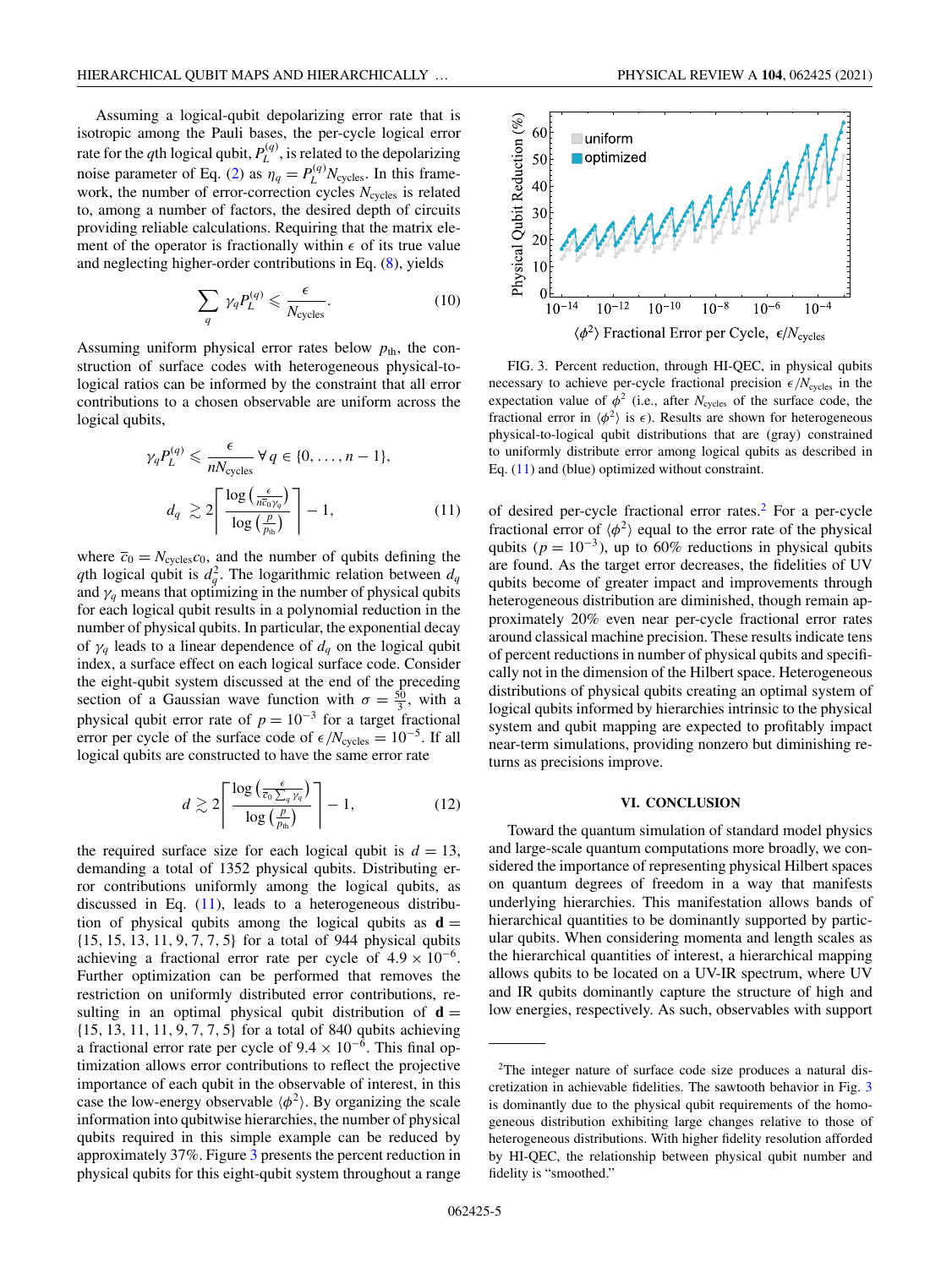Assuming a logical-qubit depolarizing error rate that is isotropic among the Pauli bases, the per-cycle logical error rate for the $q$th logical qubit, $P_L^{(q)}$, is related to the depolarizing noise parameter of Eq. (2) as $\eta_q = P_L^{(q)} N_{\rm cycles}$. In this framework, the number of error-correction cycles $N_{\rm cycles}$ is related to, among a number of factors, the desired depth of circuits providing reliable calculations. Requiring that the matrix element of the operator is fractionally within $\epsilon$ of its true value and neglecting higher-order contributions in Eq. (8), yields

$$\sum_q \gamma_q P_L^{(q)} \leqslant \frac{\epsilon}{N_{\rm cycles}}. \tag{10}$$

Assuming uniform physical error rates below $p_{\rm th}$, the construction of surface codes with heterogeneous physical-to-logical ratios can be informed by the constraint that all error contributions to a chosen observable are uniform across the logical qubits,

$$\gamma_q P_L^{(q)} \leqslant \frac{\epsilon}{n N_{\rm cycles}} \; \forall \, q \in \{0, \ldots, n-1\},$$
$$d_q \gtrsim 2 \left\lceil \frac{\log\left(\frac{\epsilon}{n \bar{c}_0 \gamma_q}\right)}{\log\left(\frac{p}{p_{\rm th}}\right)} \right\rceil - 1, \tag{11}$$

where $\bar{c}_0 = N_{\rm cycles} c_0$, and the number of qubits defining the $q$th logical qubit is $d_q^2$. The logarithmic relation between $d_q$ and $\gamma_q$ means that optimizing in the number of physical qubits for each logical qubit results in a polynomial reduction in the number of physical qubits. In particular, the exponential decay of $\gamma_q$ leads to a linear dependence of $d_q$ on the logical qubit index, a surface effect on each logical surface code. Consider the eight-qubit system discussed at the end of the preceding section of a Gaussian wave function with $\sigma = \frac{50}{3}$, with a physical qubit error rate of $p = 10^{-3}$ for a target fractional error per cycle of the surface code of $\epsilon/N_{\rm cycles} = 10^{-5}$. If all logical qubits are constructed to have the same error rate

$$d \gtrsim 2 \left\lceil \frac{\log\left(\frac{\epsilon}{\bar{c}_0 \sum_q \gamma_q}\right)}{\log\left(\frac{p}{p_{\rm th}}\right)} \right\rceil - 1, \tag{12}$$

the required surface size for each logical qubit is $d = 13$, demanding a total of 1352 physical qubits. Distributing error contributions uniformly among the logical qubits, as discussed in Eq. (11), leads to a heterogeneous distribution of physical qubits among the logical qubits as $\mathbf{d} = \{15, 15, 13, 11, 9, 7, 7, 5\}$ for a total of 944 physical qubits achieving a fractional error rate per cycle of $4.9 \times 10^{-6}$. Further optimization can be performed that removes the restriction on uniformly distributed error contributions, resulting in an optimal physical qubit distribution of $\mathbf{d} = \{15, 13, 11, 11, 9, 7, 7, 5\}$ for a total of 840 qubits achieving a fractional error rate per cycle of $9.4 \times 10^{-6}$. This final optimization allows error contributions to reflect the projective importance of each qubit in the observable of interest, in this case the low-energy observable $\langle \phi^2 \rangle$. By organizing the scale information into qubitwise hierarchies, the number of physical qubits required in this simple example can be reduced by approximately 37%. Figure 3 presents the percent reduction in physical qubits for this eight-qubit system throughout a range of desired per-cycle fractional error rates.[2] For a per-cycle fractional error of $\langle \phi^2 \rangle$ equal to the error rate of the physical qubits ($p = 10^{-3}$), up to 60% reductions in physical qubits are found. As the target error decreases, the fidelities of UV qubits become of greater impact and improvements through heterogeneous distribution are diminished, though remain approximately 20% even near per-cycle fractional error rates around classical machine precision. These results indicate tens of percent reductions in number of physical qubits and specifically not in the dimension of the Hilbert space. Heterogeneous distributions of physical qubits creating an optimal system of logical qubits informed by hierarchies intrinsic to the physical system and qubit mapping are expected to profitably impact near-term simulations, providing nonzero but diminishing returns as precisions improve.

FIG. 3. Percent reduction, through HI-QEC, in physical qubits necessary to achieve per-cycle fractional precision $\epsilon/N_{\rm cycles}$ in the expectation value of $\phi^2$ (i.e., after $N_{\rm cycles}$ of the surface code, the fractional error in $\langle \phi^2 \rangle$ is $\epsilon$). Results are shown for heterogeneous physical-to-logical qubit distributions that are (gray) constrained to uniformly distribute error among logical qubits as described in Eq. (11) and (blue) optimized without constraint.

## VI. CONCLUSION

Toward the quantum simulation of standard model physics and large-scale quantum computations more broadly, we considered the importance of representing physical Hilbert spaces on quantum degrees of freedom in a way that manifests underlying hierarchies. This manifestation allows bands of hierarchical quantities to be dominantly supported by particular qubits. When considering momenta and length scales as the hierarchical quantities of interest, a hierarchical mapping allows qubits to be located on a UV-IR spectrum, where UV and IR qubits dominantly capture the structure of high and low energies, respectively. As such, observables with support

[2] The integer nature of surface code size produces a natural discretization in achievable fidelities. The sawtooth behavior in Fig. 3 is dominantly due to the physical qubit requirements of the homogeneous distribution exhibiting large changes relative to those of heterogeneous distributions. With higher fidelity resolution afforded by HI-QEC, the relationship between physical qubit number and fidelity is "smoothed."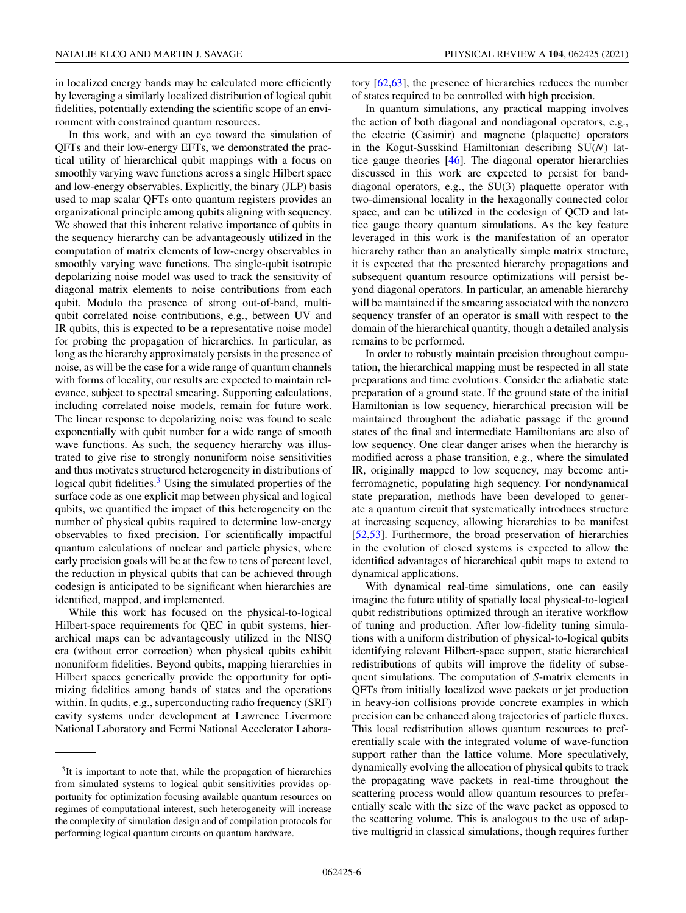in localized energy bands may be calculated more efficiently by leveraging a similarly localized distribution of logical qubit fidelities, potentially extending the scientific scope of an environment with constrained quantum resources.

In this work, and with an eye toward the simulation of QFTs and their low-energy EFTs, we demonstrated the practical utility of hierarchical qubit mappings with a focus on smoothly varying wave functions across a single Hilbert space and low-energy observables. Explicitly, the binary (JLP) basis used to map scalar QFTs onto quantum registers provides an organizational principle among qubits aligning with sequency. We showed that this inherent relative importance of qubits in the sequency hierarchy can be advantageously utilized in the computation of matrix elements of low-energy observables in smoothly varying wave functions. The single-qubit isotropic depolarizing noise model was used to track the sensitivity of diagonal matrix elements to noise contributions from each qubit. Modulo the presence of strong out-of-band, multiqubit correlated noise contributions, e.g., between UV and IR qubits, this is expected to be a representative noise model for probing the propagation of hierarchies. In particular, as long as the hierarchy approximately persists in the presence of noise, as will be the case for a wide range of quantum channels with forms of locality, our results are expected to maintain relevance, subject to spectral smearing. Supporting calculations, including correlated noise models, remain for future work. The linear response to depolarizing noise was found to scale exponentially with qubit number for a wide range of smooth wave functions. As such, the sequency hierarchy was illustrated to give rise to strongly nonuniform noise sensitivities and thus motivates structured heterogeneity in distributions of logical qubit fidelities.[3] Using the simulated properties of the surface code as one explicit map between physical and logical qubits, we quantified the impact of this heterogeneity on the number of physical qubits required to determine low-energy observables to fixed precision. For scientifically impactful quantum calculations of nuclear and particle physics, where early precision goals will be at the few to tens of percent level, the reduction in physical qubits that can be achieved through codesign is anticipated to be significant when hierarchies are identified, mapped, and implemented.

While this work has focused on the physical-to-logical Hilbert-space requirements for QEC in qubit systems, hierarchical maps can be advantageously utilized in the NISQ era (without error correction) when physical qubits exhibit nonuniform fidelities. Beyond qubits, mapping hierarchies in Hilbert spaces generically provide the opportunity for optimizing fidelities among bands of states and the operations within. In qudits, e.g., superconducting radio frequency (SRF) cavity systems under development at Lawrence Livermore National Laboratory and Fermi National Accelerator Laboratory [62,63], the presence of hierarchies reduces the number of states required to be controlled with high precision.

In quantum simulations, any practical mapping involves the action of both diagonal and nondiagonal operators, e.g., the electric (Casimir) and magnetic (plaquette) operators in the Kogut-Susskind Hamiltonian describing SU($N$) lattice gauge theories [46]. The diagonal operator hierarchies discussed in this work are expected to persist for band-diagonal operators, e.g., the SU(3) plaquette operator with two-dimensional locality in the hexagonally connected color space, and can be utilized in the codesign of QCD and lattice gauge theory quantum simulations. As the key feature leveraged in this work is the manifestation of an operator hierarchy rather than an analytically simple matrix structure, it is expected that the presented hierarchy propagations and subsequent quantum resource optimizations will persist beyond diagonal operators. In particular, an amenable hierarchy will be maintained if the smearing associated with the nonzero sequency transfer of an operator is small with respect to the domain of the hierarchical quantity, though a detailed analysis remains to be performed.

In order to robustly maintain precision throughout computation, the hierarchical mapping must be respected in all state preparations and time evolutions. Consider the adiabatic state preparation of a ground state. If the ground state of the initial Hamiltonian is low sequency, hierarchical precision will be maintained throughout the adiabatic passage if the ground states of the final and intermediate Hamiltonians are also of low sequency. One clear danger arises when the hierarchy is modified across a phase transition, e.g., where the simulated IR, originally mapped to low sequency, may become antiferromagnetic, populating high sequency. For nondynamical state preparation, methods have been developed to generate a quantum circuit that systematically introduces structure at increasing sequency, allowing hierarchies to be manifest [52,53]. Furthermore, the broad preservation of hierarchies in the evolution of closed systems is expected to allow the identified advantages of hierarchical qubit maps to extend to dynamical applications.

With dynamical real-time simulations, one can easily imagine the future utility of spatially local physical-to-logical qubit redistributions optimized through an iterative workflow of tuning and production. After low-fidelity tuning simulations with a uniform distribution of physical-to-logical qubits identifying relevant Hilbert-space support, static hierarchical redistributions of qubits will improve the fidelity of subsequent simulations. The computation of $S$-matrix elements in QFTs from initially localized wave packets or jet production in heavy-ion collisions provide concrete examples in which precision can be enhanced along trajectories of particle fluxes. This local redistribution allows quantum resources to preferentially scale with the integrated volume of wave-function support rather than the lattice volume. More speculatively, dynamically evolving the allocation of physical qubits to track the propagating wave packets in real-time throughout the scattering process would allow quantum resources to preferentially scale with the size of the wave packet as opposed to the scattering volume. This is analogous to the use of adaptive multigrid in classical simulations, though requires further

[3] It is important to note that, while the propagation of hierarchies from simulated systems to logical qubit sensitivities provides opportunity for optimization focusing available quantum resources on regimes of computational interest, such heterogeneity will increase the complexity of simulation design and of compilation protocols for performing logical quantum circuits on quantum hardware.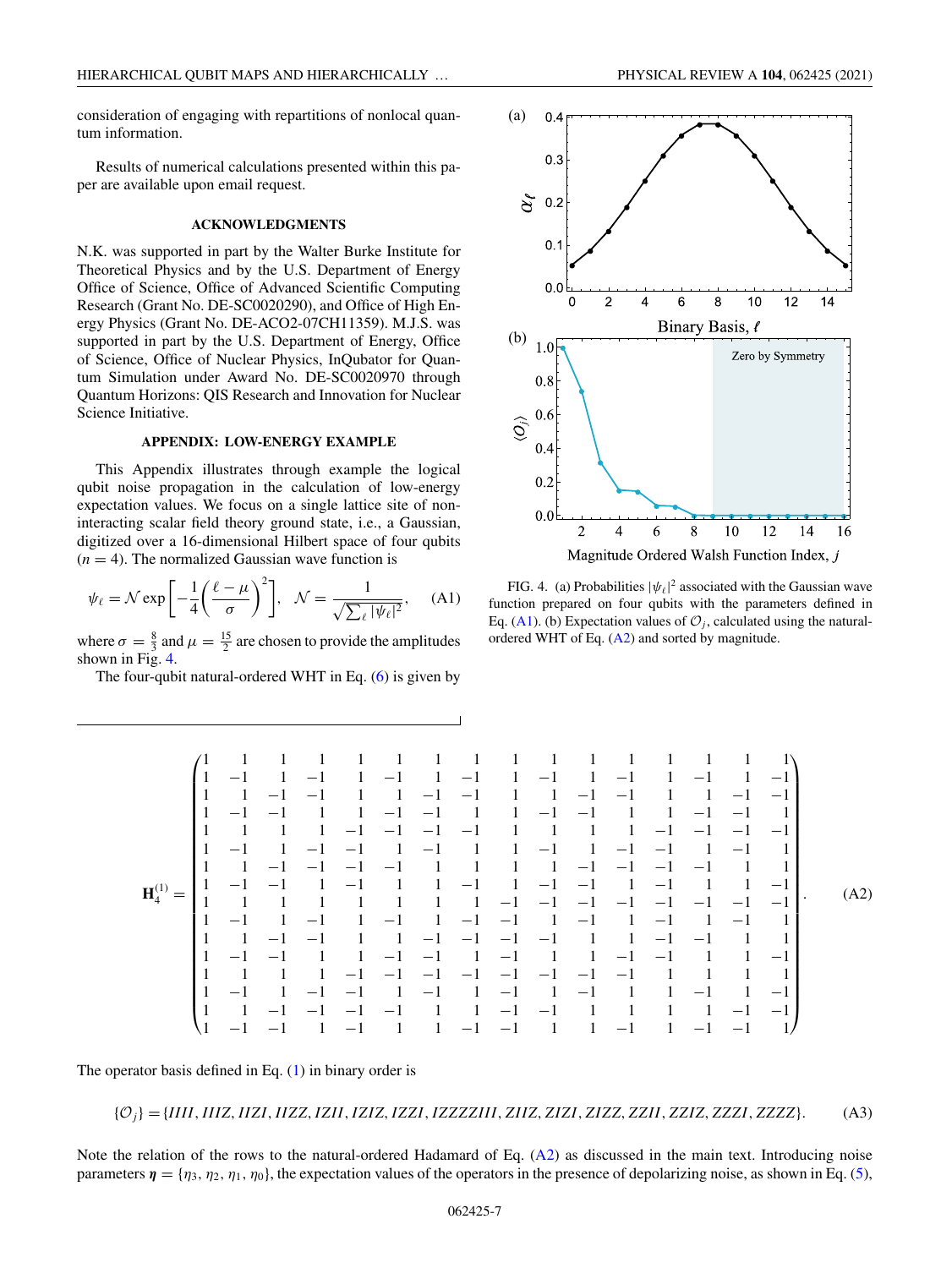consideration of engaging with repartitions of nonlocal quantum information.

Results of numerical calculations presented within this paper are available upon email request.

## ACKNOWLEDGMENTS

N.K. was supported in part by the Walter Burke Institute for Theoretical Physics and by the U.S. Department of Energy Office of Science, Office of Advanced Scientific Computing Research (Grant No. DE-SC0020290), and Office of High Energy Physics (Grant No. DE-ACO2-07CH11359). M.J.S. was supported in part by the U.S. Department of Energy, Office of Science, Office of Nuclear Physics, InQubator for Quantum Simulation under Award No. DE-SC0020970 through Quantum Horizons: QIS Research and Innovation for Nuclear Science Initiative.

## APPENDIX: LOW-ENERGY EXAMPLE

This Appendix illustrates through example the logical qubit noise propagation in the calculation of low-energy expectation values. We focus on a single lattice site of noninteracting scalar field theory ground state, i.e., a Gaussian, digitized over a 16-dimensional Hilbert space of four qubits ($n = 4$). The normalized Gaussian wave function is

$$\psi_\ell = \mathcal{N} \exp\left[-\frac{1}{4}\left(\frac{\ell-\mu}{\sigma}\right)^2\right], \quad \mathcal{N} = \frac{1}{\sqrt{\sum_\ell |\psi_\ell|^2}}, \tag{A1}$$

where $\sigma = \frac{8}{3}$ and $\mu = \frac{15}{2}$ are chosen to provide the amplitudes shown in Fig. 4.

FIG. 4. (a) Probabilities $|\psi_\ell|^2$ associated with the Gaussian wave function prepared on four qubits with the parameters defined in Eq. (A1). (b) Expectation values of $\mathcal{O}_j$, calculated using the natural-ordered WHT of Eq. (A2) and sorted by magnitude.

The four-qubit natural-ordered WHT in Eq. (6) is given by

$$\mathbf{H}_4^{(1)} = \begin{pmatrix}
1 & 1 & 1 & 1 & 1 & 1 & 1 & 1 & 1 & 1 & 1 & 1 & 1 & 1 & 1 & 1 \\
1 & -1 & 1 & -1 & 1 & -1 & 1 & -1 & 1 & -1 & 1 & -1 & 1 & -1 & 1 & -1 \\
1 & 1 & -1 & -1 & 1 & 1 & -1 & -1 & 1 & 1 & -1 & -1 & 1 & 1 & -1 & -1 \\
1 & -1 & -1 & 1 & 1 & -1 & -1 & 1 & 1 & -1 & -1 & 1 & 1 & -1 & -1 & 1 \\
1 & 1 & 1 & 1 & -1 & -1 & -1 & -1 & 1 & 1 & 1 & 1 & -1 & -1 & -1 & -1 \\
1 & -1 & 1 & -1 & -1 & 1 & -1 & 1 & 1 & -1 & 1 & -1 & -1 & 1 & -1 & 1 \\
1 & 1 & -1 & -1 & -1 & -1 & 1 & 1 & 1 & 1 & -1 & -1 & -1 & -1 & 1 & 1 \\
1 & -1 & -1 & 1 & -1 & 1 & 1 & -1 & 1 & -1 & -1 & 1 & -1 & 1 & 1 & -1 \\
1 & 1 & 1 & 1 & 1 & 1 & 1 & 1 & -1 & -1 & -1 & -1 & -1 & -1 & -1 & -1 \\
1 & -1 & 1 & -1 & 1 & -1 & 1 & -1 & -1 & 1 & -1 & 1 & -1 & 1 & -1 & 1 \\
1 & 1 & -1 & -1 & 1 & 1 & -1 & -1 & -1 & -1 & 1 & 1 & -1 & -1 & 1 & 1 \\
1 & -1 & -1 & 1 & 1 & -1 & -1 & 1 & -1 & 1 & 1 & -1 & -1 & 1 & 1 & -1 \\
1 & 1 & 1 & 1 & -1 & -1 & -1 & -1 & -1 & -1 & -1 & -1 & 1 & 1 & 1 & 1 \\
1 & -1 & 1 & -1 & -1 & 1 & -1 & 1 & -1 & 1 & -1 & 1 & 1 & -1 & 1 & -1 \\
1 & 1 & -1 & -1 & -1 & -1 & 1 & 1 & -1 & -1 & 1 & 1 & 1 & 1 & -1 & -1 \\
1 & -1 & -1 & 1 & -1 & 1 & 1 & -1 & -1 & 1 & 1 & -1 & 1 & -1 & -1 & 1
\end{pmatrix}. \tag{A2}$$

The operator basis defined in Eq. (1) in binary order is

$$\{\mathcal{O}_j\} = \{IIII, IIIZ, IIZI, IIZZ, IZII, IZIZ, IZZI, IZZZZIII, ZIIZ, ZIZI, ZIZZ, ZZII, ZZIZ, ZZZI, ZZZZ\}. \tag{A3}$$

Note the relation of the rows to the natural-ordered Hadamard of Eq. (A2) as discussed in the main text. Introducing noise parameters $\boldsymbol{\eta} = \{\eta_3, \eta_2, \eta_1, \eta_0\}$, the expectation values of the operators in the presence of depolarizing noise, as shown in Eq. (5),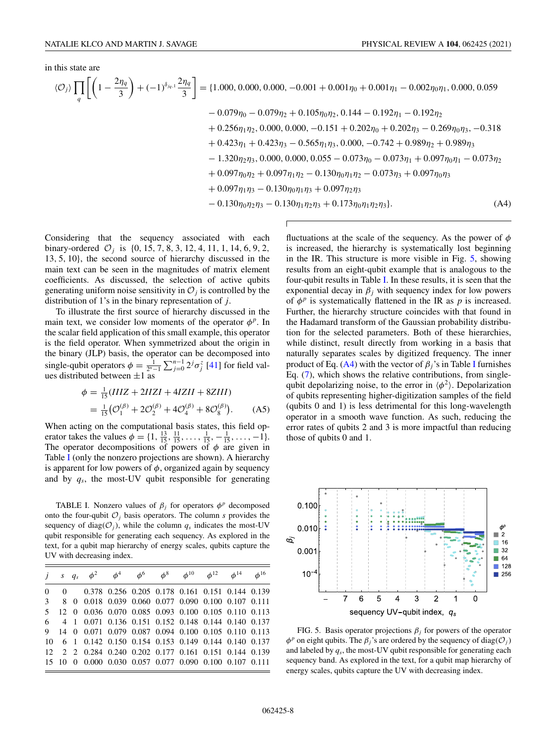in this state are

$$
\langle \mathcal{O}_j \rangle \prod_q \left[ \left(1 - \frac{2\eta_q}{3}\right) + (-1)^{\delta_{jq,1}} \frac{2\eta_q}{3} \right] = \{1.000, 0.000, 0.000, -0.001 + 0.001\eta_0 + 0.001\eta_1 - 0.002\eta_0\eta_1, 0.000, 0.059 - 0.079\eta_0 - 0.079\eta_2 + 0.105\eta_0\eta_2, 0.144 - 0.192\eta_1 - 0.192\eta_2 + 0.256\eta_1\eta_2, 0.000, 0.000, -0.151 + 0.202\eta_0 + 0.202\eta_3 - 0.269\eta_0\eta_3, -0.318 + 0.423\eta_1 + 0.423\eta_3 - 0.565\eta_1\eta_3, 0.000, -0.742 + 0.989\eta_2 + 0.989\eta_3 - 1.320\eta_2\eta_3, 0.000, 0.000, 0.055 - 0.073\eta_0 - 0.073\eta_1 + 0.097\eta_0\eta_1 - 0.073\eta_2 + 0.097\eta_0\eta_2 + 0.097\eta_1\eta_2 - 0.130\eta_0\eta_1\eta_2 - 0.073\eta_3 + 0.097\eta_0\eta_3 + 0.097\eta_1\eta_3 - 0.130\eta_0\eta_1\eta_3 + 0.097\eta_2\eta_3 - 0.130\eta_0\eta_2\eta_3 - 0.130\eta_1\eta_2\eta_3 + 0.173\eta_0\eta_1\eta_2\eta_3\}. \tag{A4}
$$

Considering that the sequency associated with each binary-ordered $\mathcal{O}_j$ is $\{0, 15, 7, 8, 3, 12, 4, 11, 1, 14, 6, 9, 2, 13, 5, 10\}$, the second source of hierarchy discussed in the main text can be seen in the magnitudes of matrix element coefficients. As discussed, the selection of active qubits generating uniform noise sensitivity in $\mathcal{O}_j$ is controlled by the distribution of 1's in the binary representation of $j$.

To illustrate the first source of hierarchy discussed in the main text, we consider low moments of the operator $\phi^p$. In the scalar field application of this small example, this operator is the field operator. When symmetrized about the origin in the binary (JLP) basis, the operator can be decomposed into single-qubit operators $\phi = \frac{1}{2^n-1}\sum_{j=0}^{n-1} 2^j \sigma_j^z$ [41] for field values distributed between $\pm 1$ as

$$
\begin{aligned}
\phi &= \tfrac{1}{15}(IIIZ + 2IIZI + 4IZII + 8ZIII) \\
&= \tfrac{1}{15}\left(\mathcal{O}_1^{(\beta)} + 2\mathcal{O}_2^{(\beta)} + 4\mathcal{O}_4^{(\beta)} + 8\mathcal{O}_8^{(\beta)}\right).
\end{aligned} \tag{A5}
$$

When acting on the computational basis states, this field operator takes the values $\phi = \{1, \frac{13}{15}, \frac{11}{15}, \ldots, \frac{1}{15}, -\frac{1}{15}, \ldots, -1\}$. The operator decompositions of powers of $\phi$ are given in Table I (only the nonzero projections are shown). A hierarchy is apparent for low powers of $\phi$, organized again by sequency and by $q_s$, the most-UV qubit responsible for generating fluctuations at the scale of the sequency. As the power of $\phi$ is increased, the hierarchy is systematically lost beginning in the IR. This structure is more visible in Fig. 5, showing results from an eight-qubit example that is analogous to the four-qubit results in Table I. In these results, it is seen that the exponential decay in $\beta_j$ with sequency index for low powers of $\phi^p$ is systematically flattened in the IR as $p$ is increased. Further, the hierarchy structure coincides with that found in the Hadamard transform of the Gaussian probability distribution for the selected parameters. Both of these hierarchies, while distinct, result directly from working in a basis that naturally separates scales by digitized frequency. The inner product of Eq. (A4) with the vector of $\beta_j$'s in Table I furnishes Eq. (7), which shows the relative contributions, from single-qubit depolarizing noise, to the error in $\langle \phi^2 \rangle$. Depolarization of qubits representing higher-digitization samples of the field (qubits 0 and 1) is less detrimental for this long-wavelength operator in a smooth wave function. As such, reducing the error rates of qubits 2 and 3 is more impactful than reducing those of qubits 0 and 1.

TABLE I. Nonzero values of $\beta_j$ for operators $\phi^p$ decomposed onto the four-qubit $\mathcal{O}_j$ basis operators. The column $s$ provides the sequency of diag($\mathcal{O}_j$), while the column $q_s$ indicates the most-UV qubit responsible for generating each sequency. As explored in the text, for a qubit map hierarchy of energy scales, qubits capture the UV with decreasing index.

| $j$ | $s$ | $q_s$ | $\phi^2$ | $\phi^4$ | $\phi^6$ | $\phi^8$ | $\phi^{10}$ | $\phi^{12}$ | $\phi^{14}$ | $\phi^{16}$ |
|---|---|---|---|---|---|---|---|---|---|---|
| 0 | 0 | | 0.378 | 0.256 | 0.205 | 0.178 | 0.161 | 0.151 | 0.144 | 0.139 |
| 3 | 8 | 0 | 0.018 | 0.039 | 0.060 | 0.077 | 0.090 | 0.100 | 0.107 | 0.111 |
| 5 | 12 | 0 | 0.036 | 0.070 | 0.085 | 0.093 | 0.100 | 0.105 | 0.110 | 0.113 |
| 6 | 4 | 1 | 0.071 | 0.136 | 0.151 | 0.152 | 0.148 | 0.144 | 0.140 | 0.137 |
| 9 | 14 | 0 | 0.071 | 0.079 | 0.087 | 0.094 | 0.100 | 0.105 | 0.110 | 0.113 |
| 10 | 6 | 1 | 0.142 | 0.150 | 0.154 | 0.153 | 0.149 | 0.144 | 0.140 | 0.137 |
| 12 | 2 | 2 | 0.284 | 0.240 | 0.202 | 0.177 | 0.161 | 0.151 | 0.144 | 0.139 |
| 15 | 10 | 0 | 0.000 | 0.030 | 0.057 | 0.077 | 0.090 | 0.100 | 0.107 | 0.111 |

FIG. 5. Basis operator projections $\beta_j$ for powers of the operator $\phi^p$ on eight qubits. The $\beta_j$'s are ordered by the sequency of diag($\mathcal{O}_j$) and labeled by $q_s$, the most-UV qubit responsible for generating each sequency band. As explored in the text, for a qubit map hierarchy of energy scales, qubits capture the UV with decreasing index.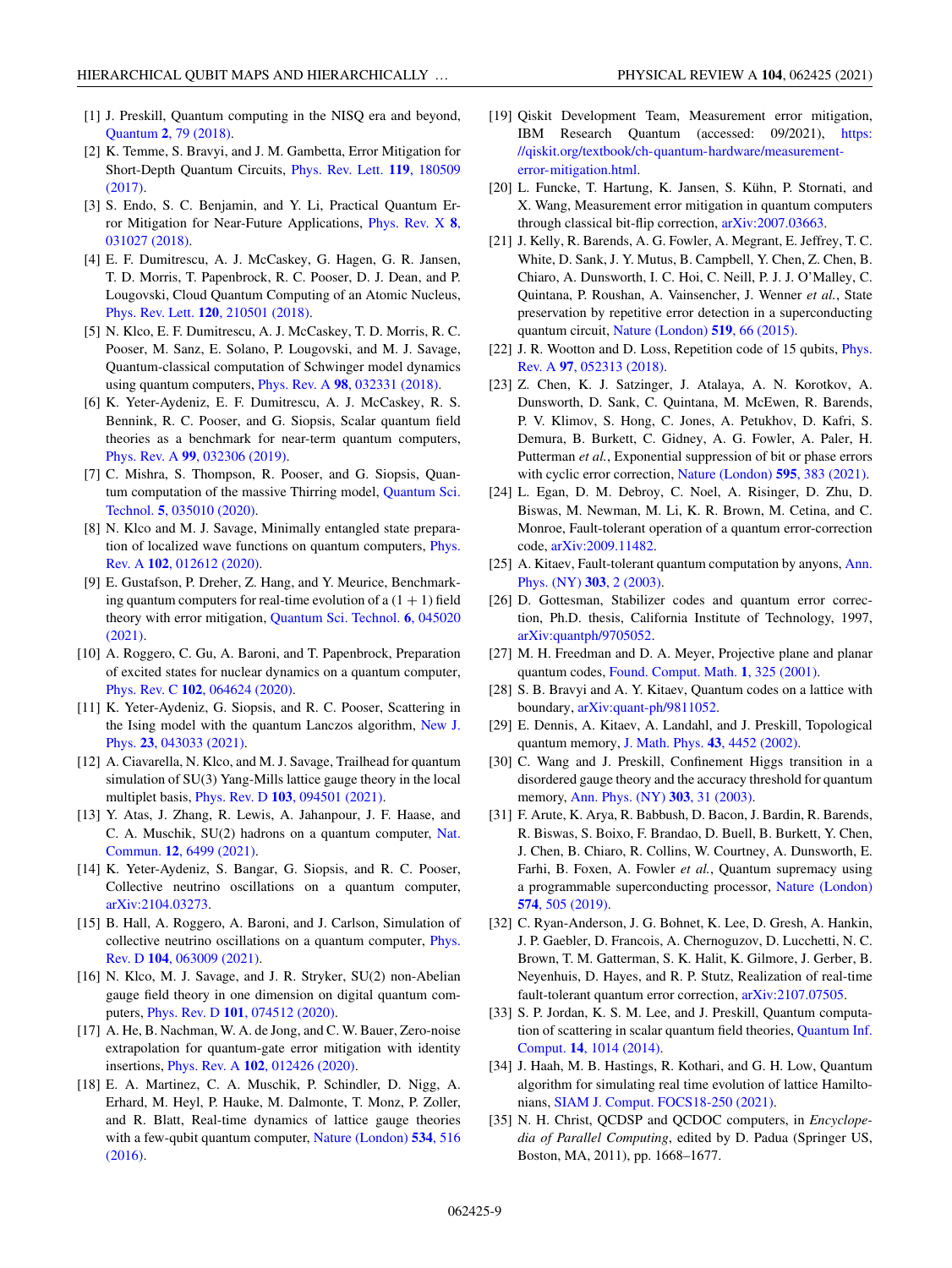[1] J. Preskill, Quantum computing in the NISQ era and beyond, Quantum **2**, 79 (2018).

[2] K. Temme, S. Bravyi, and J. M. Gambetta, Error Mitigation for Short-Depth Quantum Circuits, Phys. Rev. Lett. **119**, 180509 (2017).

[3] S. Endo, S. C. Benjamin, and Y. Li, Practical Quantum Error Mitigation for Near-Future Applications, Phys. Rev. X **8**, 031027 (2018).

[4] E. F. Dumitrescu, A. J. McCaskey, G. Hagen, G. R. Jansen, T. D. Morris, T. Papenbrock, R. C. Pooser, D. J. Dean, and P. Lougovski, Cloud Quantum Computing of an Atomic Nucleus, Phys. Rev. Lett. **120**, 210501 (2018).

[5] N. Klco, E. F. Dumitrescu, A. J. McCaskey, T. D. Morris, R. C. Pooser, M. Sanz, E. Solano, P. Lougovski, and M. J. Savage, Quantum-classical computation of Schwinger model dynamics using quantum computers, Phys. Rev. A **98**, 032331 (2018).

[6] K. Yeter-Aydeniz, E. F. Dumitrescu, A. J. McCaskey, R. S. Bennink, R. C. Pooser, and G. Siopsis, Scalar quantum field theories as a benchmark for near-term quantum computers, Phys. Rev. A **99**, 032306 (2019).

[7] C. Mishra, S. Thompson, R. Pooser, and G. Siopsis, Quantum computation of the massive Thirring model, Quantum Sci. Technol. **5**, 035010 (2020).

[8] N. Klco and M. J. Savage, Minimally entangled state preparation of localized wave functions on quantum computers, Phys. Rev. A **102**, 012612 (2020).

[9] E. Gustafson, P. Dreher, Z. Hang, and Y. Meurice, Benchmarking quantum computers for real-time evolution of a $(1+1)$ field theory with error mitigation, Quantum Sci. Technol. **6**, 045020 (2021).

[10] A. Roggero, C. Gu, A. Baroni, and T. Papenbrock, Preparation of excited states for nuclear dynamics on a quantum computer, Phys. Rev. C **102**, 064624 (2020).

[11] K. Yeter-Aydeniz, G. Siopsis, and R. C. Pooser, Scattering in the Ising model with the quantum Lanczos algorithm, New J. Phys. **23**, 043033 (2021).

[12] A. Ciavarella, N. Klco, and M. J. Savage, Trailhead for quantum simulation of SU(3) Yang-Mills lattice gauge theory in the local multiplet basis, Phys. Rev. D **103**, 094501 (2021).

[13] Y. Atas, J. Zhang, R. Lewis, A. Jahanpour, J. F. Haase, and C. A. Muschik, SU(2) hadrons on a quantum computer, Nat. Commun. **12**, 6499 (2021).

[14] K. Yeter-Aydeniz, S. Bangar, G. Siopsis, and R. C. Pooser, Collective neutrino oscillations on a quantum computer, arXiv:2104.03273.

[15] B. Hall, A. Roggero, A. Baroni, and J. Carlson, Simulation of collective neutrino oscillations on a quantum computer, Phys. Rev. D **104**, 063009 (2021).

[16] N. Klco, M. J. Savage, and J. R. Stryker, SU(2) non-Abelian gauge field theory in one dimension on digital quantum computers, Phys. Rev. D **101**, 074512 (2020).

[17] A. He, B. Nachman, W. A. de Jong, and C. W. Bauer, Zero-noise extrapolation for quantum-gate error mitigation with identity insertions, Phys. Rev. A **102**, 012426 (2020).

[18] E. A. Martinez, C. A. Muschik, P. Schindler, D. Nigg, A. Erhard, M. Heyl, P. Hauke, M. Dalmonte, T. Monz, P. Zoller, and R. Blatt, Real-time dynamics of lattice gauge theories with a few-qubit quantum computer, Nature (London) **534**, 516 (2016).

[19] Qiskit Development Team, Measurement error mitigation, IBM Research Quantum (accessed: 09/2021), https://qiskit.org/textbook/ch-quantum-hardware/measurement-error-mitigation.html.

[20] L. Funcke, T. Hartung, K. Jansen, S. Kühn, P. Stornati, and X. Wang, Measurement error mitigation in quantum computers through classical bit-flip correction, arXiv:2007.03663.

[21] J. Kelly, R. Barends, A. G. Fowler, A. Megrant, E. Jeffrey, T. C. White, D. Sank, J. Y. Mutus, B. Campbell, Y. Chen, Z. Chen, B. Chiaro, A. Dunsworth, I. C. Hoi, C. Neill, P. J. J. O'Malley, C. Quintana, P. Roushan, A. Vainsencher, J. Wenner *et al.*, State preservation by repetitive error detection in a superconducting quantum circuit, Nature (London) **519**, 66 (2015).

[22] J. R. Wootton and D. Loss, Repetition code of 15 qubits, Phys. Rev. A **97**, 052313 (2018).

[23] Z. Chen, K. J. Satzinger, J. Atalaya, A. N. Korotkov, A. Dunsworth, D. Sank, C. Quintana, M. McEwen, R. Barends, P. V. Klimov, S. Hong, C. Jones, A. Petukhov, D. Kafri, S. Demura, B. Burkett, C. Gidney, A. G. Fowler, A. Paler, H. Putterman *et al.*, Exponential suppression of bit or phase errors with cyclic error correction, Nature (London) **595**, 383 (2021).

[24] L. Egan, D. M. Debroy, C. Noel, A. Risinger, D. Zhu, D. Biswas, M. Newman, M. Li, K. R. Brown, M. Cetina, and C. Monroe, Fault-tolerant operation of a quantum error-correction code, arXiv:2009.11482.

[25] A. Kitaev, Fault-tolerant quantum computation by anyons, Ann. Phys. (NY) **303**, 2 (2003).

[26] D. Gottesman, Stabilizer codes and quantum error correction, Ph.D. thesis, California Institute of Technology, 1997, arXiv:quantph/9705052.

[27] M. H. Freedman and D. A. Meyer, Projective plane and planar quantum codes, Found. Comput. Math. **1**, 325 (2001).

[28] S. B. Bravyi and A. Y. Kitaev, Quantum codes on a lattice with boundary, arXiv:quant-ph/9811052.

[29] E. Dennis, A. Kitaev, A. Landahl, and J. Preskill, Topological quantum memory, J. Math. Phys. **43**, 4452 (2002).

[30] C. Wang and J. Preskill, Confinement Higgs transition in a disordered gauge theory and the accuracy threshold for quantum memory, Ann. Phys. (NY) **303**, 31 (2003).

[31] F. Arute, K. Arya, R. Babbush, D. Bacon, J. Bardin, R. Barends, R. Biswas, S. Boixo, F. Brandao, D. Buell, B. Burkett, Y. Chen, J. Chen, B. Chiaro, R. Collins, W. Courtney, A. Dunsworth, E. Farhi, B. Foxen, A. Fowler *et al.*, Quantum supremacy using a programmable superconducting processor, Nature (London) **574**, 505 (2019).

[32] C. Ryan-Anderson, J. G. Bohnet, K. Lee, D. Gresh, A. Hankin, J. P. Gaebler, D. Francois, A. Chernoguzov, D. Lucchetti, N. C. Brown, T. M. Gatterman, S. K. Halit, K. Gilmore, J. Gerber, B. Neyenhuis, D. Hayes, and R. P. Stutz, Realization of real-time fault-tolerant quantum error correction, arXiv:2107.07505.

[33] S. P. Jordan, K. S. M. Lee, and J. Preskill, Quantum computation of scattering in scalar quantum field theories, Quantum Inf. Comput. **14**, 1014 (2014).

[34] J. Haah, M. B. Hastings, R. Kothari, and G. H. Low, Quantum algorithm for simulating real time evolution of lattice Hamiltonians, SIAM J. Comput. FOCS18-250 (2021).

[35] N. H. Christ, QCDSP and QCDOC computers, in *Encyclopedia of Parallel Computing*, edited by D. Padua (Springer US, Boston, MA, 2011), pp. 1668–1677.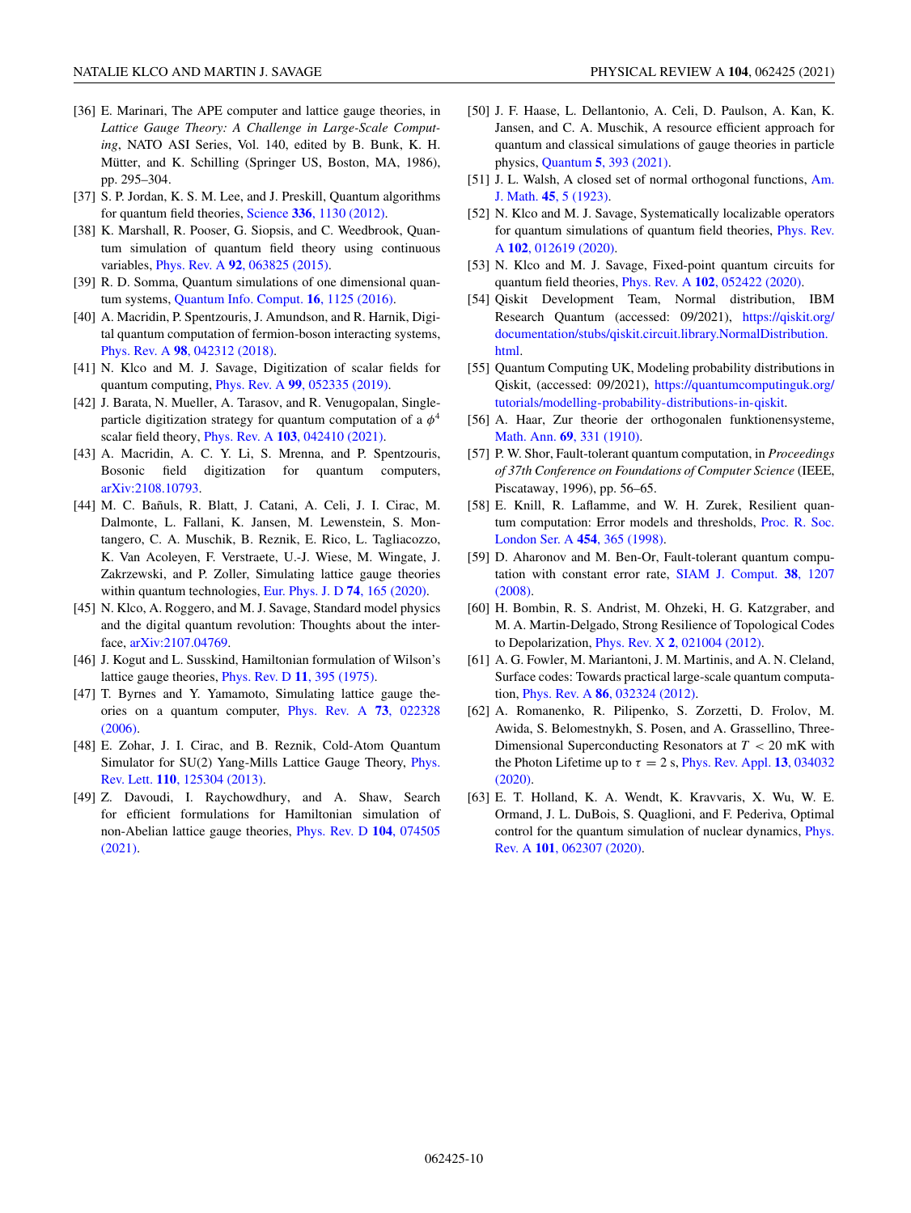[36] E. Marinari, The APE computer and lattice gauge theories, in *Lattice Gauge Theory: A Challenge in Large-Scale Computing*, NATO ASI Series, Vol. 140, edited by B. Bunk, K. H. Mütter, and K. Schilling (Springer US, Boston, MA, 1986), pp. 295–304.

[37] S. P. Jordan, K. S. M. Lee, and J. Preskill, Quantum algorithms for quantum field theories, Science **336**, 1130 (2012).

[38] K. Marshall, R. Pooser, G. Siopsis, and C. Weedbrook, Quantum simulation of quantum field theory using continuous variables, Phys. Rev. A **92**, 063825 (2015).

[39] R. D. Somma, Quantum simulations of one dimensional quantum systems, Quantum Info. Comput. **16**, 1125 (2016).

[40] A. Macridin, P. Spentzouris, J. Amundson, and R. Harnik, Digital quantum computation of fermion-boson interacting systems, Phys. Rev. A **98**, 042312 (2018).

[41] N. Klco and M. J. Savage, Digitization of scalar fields for quantum computing, Phys. Rev. A **99**, 052335 (2019).

[42] J. Barata, N. Mueller, A. Tarasov, and R. Venugopalan, Single-particle digitization strategy for quantum computation of a $\phi^4$ scalar field theory, Phys. Rev. A **103**, 042410 (2021).

[43] A. Macridin, A. C. Y. Li, S. Mrenna, and P. Spentzouris, Bosonic field digitization for quantum computers, arXiv:2108.10793.

[44] M. C. Bañuls, R. Blatt, J. Catani, A. Celi, J. I. Cirac, M. Dalmonte, L. Fallani, K. Jansen, M. Lewenstein, S. Montangero, C. A. Muschik, B. Reznik, E. Rico, L. Tagliacozzo, K. Van Acoleyen, F. Verstraete, U.-J. Wiese, M. Wingate, J. Zakrzewski, and P. Zoller, Simulating lattice gauge theories within quantum technologies, Eur. Phys. J. D **74**, 165 (2020).

[45] N. Klco, A. Roggero, and M. J. Savage, Standard model physics and the digital quantum revolution: Thoughts about the interface, arXiv:2107.04769.

[46] J. Kogut and L. Susskind, Hamiltonian formulation of Wilson's lattice gauge theories, Phys. Rev. D **11**, 395 (1975).

[47] T. Byrnes and Y. Yamamoto, Simulating lattice gauge theories on a quantum computer, Phys. Rev. A **73**, 022328 (2006).

[48] E. Zohar, J. I. Cirac, and B. Reznik, Cold-Atom Quantum Simulator for SU(2) Yang-Mills Lattice Gauge Theory, Phys. Rev. Lett. **110**, 125304 (2013).

[49] Z. Davoudi, I. Raychowdhury, and A. Shaw, Search for efficient formulations for Hamiltonian simulation of non-Abelian lattice gauge theories, Phys. Rev. D **104**, 074505 (2021).

[50] J. F. Haase, L. Dellantonio, A. Celi, D. Paulson, A. Kan, K. Jansen, and C. A. Muschik, A resource efficient approach for quantum and classical simulations of gauge theories in particle physics, Quantum **5**, 393 (2021).

[51] J. L. Walsh, A closed set of normal orthogonal functions, Am. J. Math. **45**, 5 (1923).

[52] N. Klco and M. J. Savage, Systematically localizable operators for quantum simulations of quantum field theories, Phys. Rev. A **102**, 012619 (2020).

[53] N. Klco and M. J. Savage, Fixed-point quantum circuits for quantum field theories, Phys. Rev. A **102**, 052422 (2020).

[54] Qiskit Development Team, Normal distribution, IBM Research Quantum (accessed: 09/2021), https://qiskit.org/documentation/stubs/qiskit.circuit.library.NormalDistribution.html.

[55] Quantum Computing UK, Modeling probability distributions in Qiskit, (accessed: 09/2021), https://quantumcomputinguk.org/tutorials/modelling-probability-distributions-in-qiskit.

[56] A. Haar, Zur theorie der orthogonalen funktionensysteme, Math. Ann. **69**, 331 (1910).

[57] P. W. Shor, Fault-tolerant quantum computation, in *Proceedings of 37th Conference on Foundations of Computer Science* (IEEE, Piscataway, 1996), pp. 56–65.

[58] E. Knill, R. Laflamme, and W. H. Zurek, Resilient quantum computation: Error models and thresholds, Proc. R. Soc. London Ser. A **454**, 365 (1998).

[59] D. Aharonov and M. Ben-Or, Fault-tolerant quantum computation with constant error rate, SIAM J. Comput. **38**, 1207 (2008).

[60] H. Bombin, R. S. Andrist, M. Ohzeki, H. G. Katzgraber, and M. A. Martin-Delgado, Strong Resilience of Topological Codes to Depolarization, Phys. Rev. X **2**, 021004 (2012).

[61] A. G. Fowler, M. Mariantoni, J. M. Martinis, and A. N. Cleland, Surface codes: Towards practical large-scale quantum computation, Phys. Rev. A **86**, 032324 (2012).

[62] A. Romanenko, R. Pilipenko, S. Zorzetti, D. Frolov, M. Awida, S. Belomestnykh, S. Posen, and A. Grassellino, Three-Dimensional Superconducting Resonators at $T < 20$ mK with the Photon Lifetime up to $\tau = 2$ s, Phys. Rev. Appl. **13**, 034032 (2020).

[63] E. T. Holland, K. A. Wendt, K. Kravvaris, X. Wu, W. E. Ormand, J. L. DuBois, S. Quaglioni, and F. Pederiva, Optimal control for the quantum simulation of nuclear dynamics, Phys. Rev. A **101**, 062307 (2020).